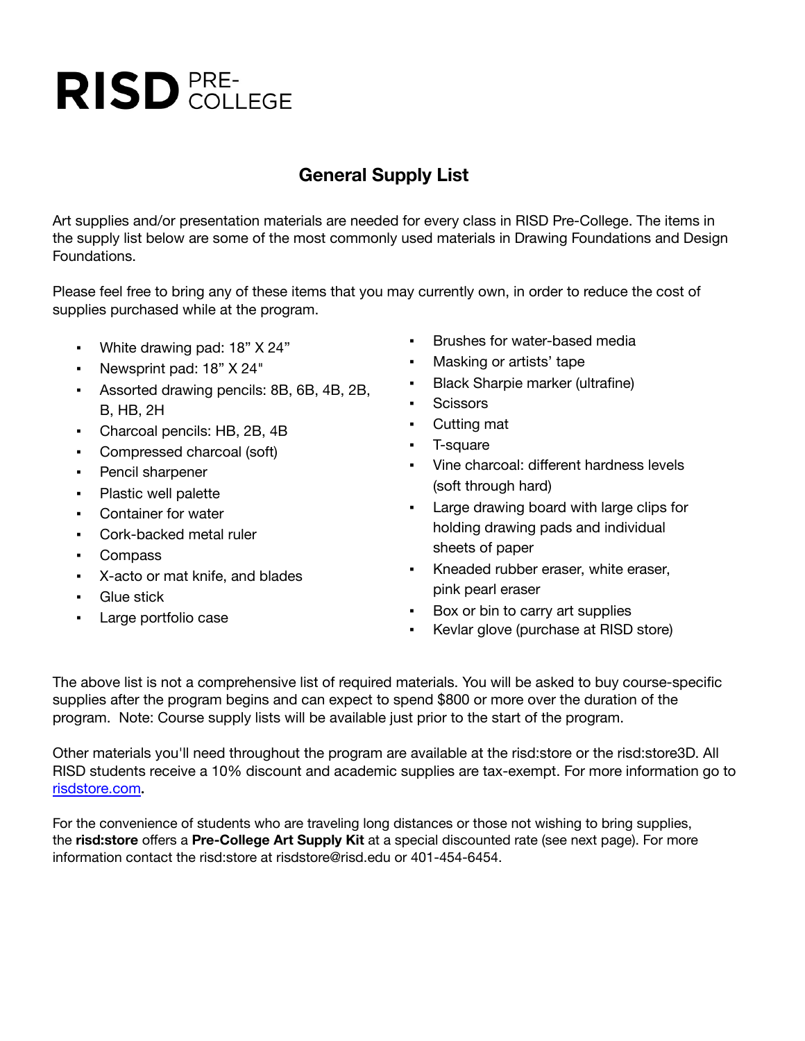# RISD PRE-COLLEGE

## General Supply List

Art supplies and/or presentation materials are needed for every class in RISD Pre-College. The items in the supply list below are some of the most commonly used materials in Drawing Foundations and Design Foundations.

Please feel free to bring any of these items that you may currently own, in order to reduce the cost of supplies purchased while at the program.

- White drawing pad: 18” X 24”
- Newsprint pad: 18” X 24"
- Assorted drawing pencils: 8B, 6B, 4B, 2B, B, HB, 2H
- Charcoal pencils: HB, 2B, 4B
- Compressed charcoal (soft)
- Pencil sharpener
- Plastic well palette
- Container for water
- Cork-backed metal ruler
- Compass
- X-acto or mat knife, and blades
- Glue stick
- Large portfolio case
- Brushes for water-based media
- Masking or artists’ tape
- Black Sharpie marker (ultrafine)
- Scissors
- Cutting mat
- T-square
- Vine charcoal: different hardness levels (soft through hard)
- Large drawing board with large clips for holding drawing pads and individual sheets of paper
- Kneaded rubber eraser, white eraser, pink pearl eraser
- Box or bin to carry art supplies
- Kevlar glove (purchase at RISD store)

The above list is not a comprehensive list of required materials. You will be asked to buy course-specific supplies after the program begins and can expect to spend $800 or more over the duration of the program. Note: Course supply lists will be available just prior to the start of the program.

Other materials you'll need throughout the program are available at the risd:store or the risd:store3D. All RISD students receive a 10% discount and academic supplies are tax-exempt. For more information go to [risdstore.com](risdstore.com).

For the convenience of students who are traveling long distances or those not wishing to bring supplies, the **risd:store** offers a **Pre-College Art Supply Kit** at a special discounted rate (see next page). For more information contact the risd:store at risdstore@risd.edu or 401-454-6454.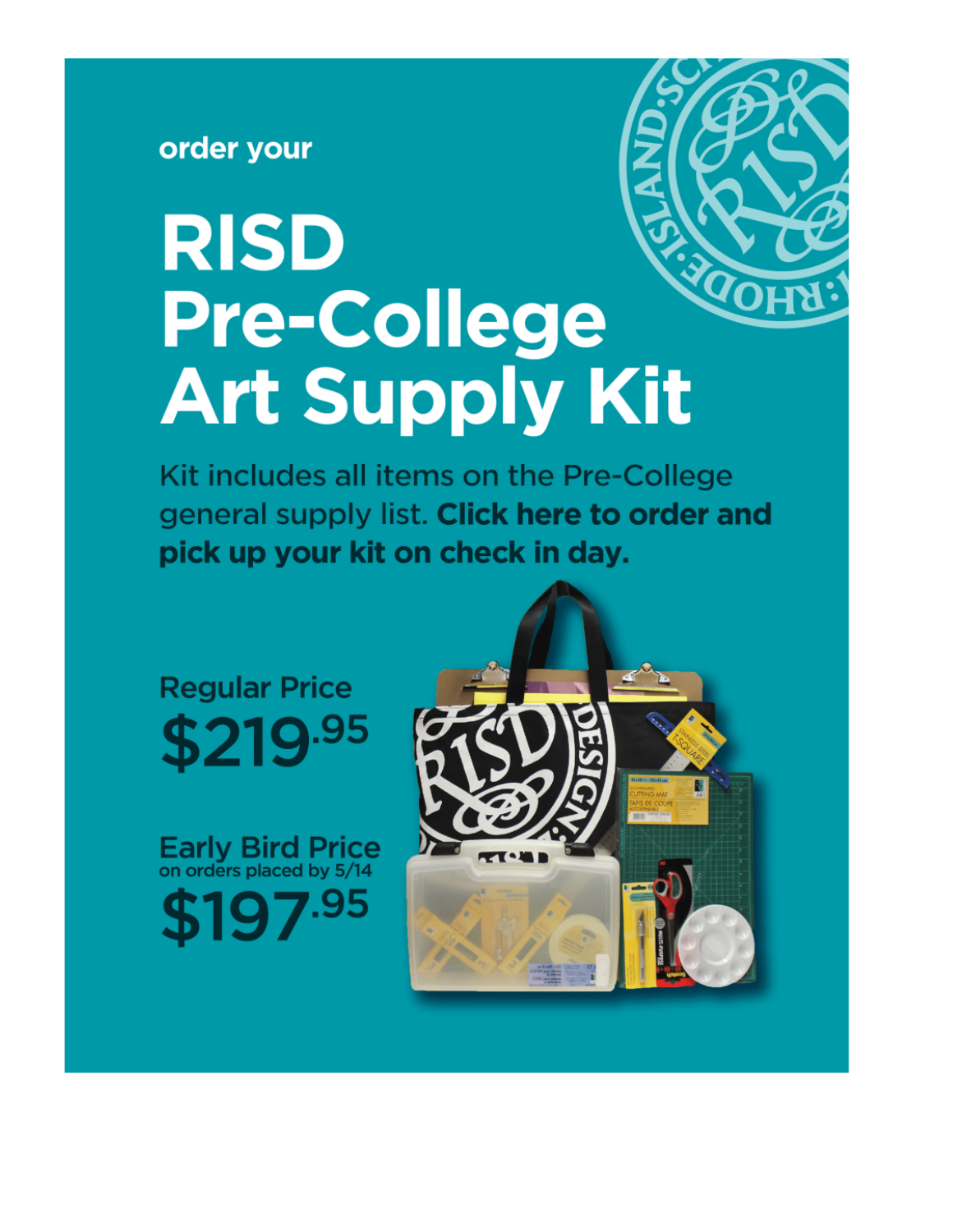order your

# RISD Pre-College Art Supply Kit

Kit includes all items on the Pre-College general supply list. **Click here to order and pick up your kit on check in day.**

Regular Price

**$219.95**

Early Bird Price
on orders placed by 5/14

**$197.95**